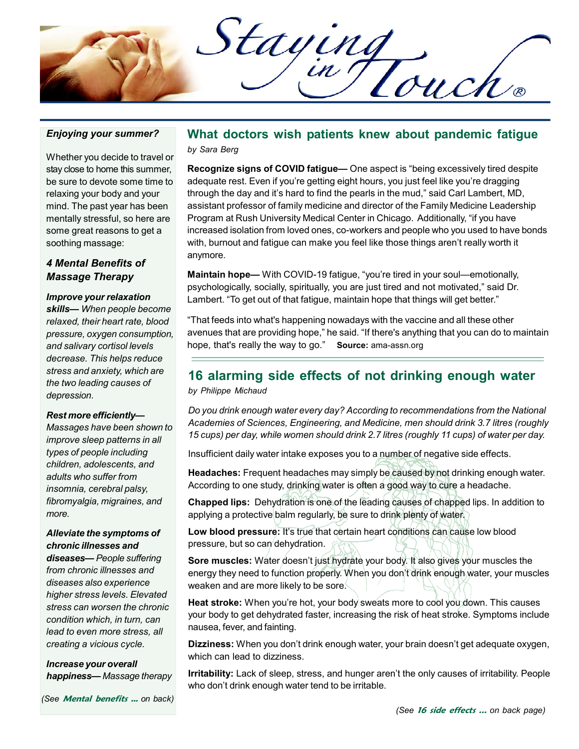# Staying in Touch®

### *Enjoying your summer?*

Whether you decide to travel or stay close to home this summer, be sure to devote some time to relaxing your body and your mind. The past year has been mentally stressful, so here are some great reasons to get a soothing massage:

### *4 Mental Benefits of Massage Therapy*

***Improve your relaxation skills—*** *When people become relaxed, their heart rate, blood pressure, oxygen consumption, and salivary cortisol levels decrease. This helps reduce stress and anxiety, which are the two leading causes of depression.*

***Rest more efficiently—*** *Massages have been shown to improve sleep patterns in all types of people including children, adolescents, and adults who suffer from insomnia, cerebral palsy, fibromyalgia, migraines, and more.*

***Alleviate the symptoms of chronic illnesses and diseases—*** *People suffering from chronic illnesses and diseases also experience higher stress levels. Elevated stress can worsen the chronic condition which, in turn, can lead to even more stress, all creating a vicious cycle.*

***Increase your overall happiness—*** *Massage therapy*

*(See* ***Mental benefits ...*** *on back)*

## What doctors wish patients knew about pandemic fatigue

*by Sara Berg*

**Recognize signs of COVID fatigue—** One aspect is "being excessively tired despite adequate rest. Even if you're getting eight hours, you just feel like you're dragging through the day and it's hard to find the pearls in the mud," said Carl Lambert, MD, assistant professor of family medicine and director of the Family Medicine Leadership Program at Rush University Medical Center in Chicago. Additionally, "if you have increased isolation from loved ones, co-workers and people who you used to have bonds with, burnout and fatigue can make you feel like those things aren't really worth it anymore.

**Maintain hope—** With COVID-19 fatigue, "you're tired in your soul—emotionally, psychologically, socially, spiritually, you are just tired and not motivated," said Dr. Lambert. "To get out of that fatigue, maintain hope that things will get better."

"That feeds into what's happening nowadays with the vaccine and all these other avenues that are providing hope," he said. "If there's anything that you can do to maintain hope, that's really the way to go." **Source:** ama-assn.org

## 16 alarming side effects of not drinking enough water

*by Philippe Michaud*

*Do you drink enough water every day? According to recommendations from the National Academies of Sciences, Engineering, and Medicine, men should drink 3.7 litres (roughly 15 cups) per day, while women should drink 2.7 litres (roughly 11 cups) of water per day.*

Insufficient daily water intake exposes you to a number of negative side effects.

**Headaches:** Frequent headaches may simply be caused by not drinking enough water. According to one study, drinking water is often a good way to cure a headache.

**Chapped lips:** Dehydration is one of the leading causes of chapped lips. In addition to applying a protective balm regularly, be sure to drink plenty of water.

**Low blood pressure:** It's true that certain heart conditions can cause low blood pressure, but so can dehydration.

**Sore muscles:** Water doesn't just hydrate your body. It also gives your muscles the energy they need to function properly. When you don't drink enough water, your muscles weaken and are more likely to be sore.

**Heat stroke:** When you're hot, your body sweats more to cool you down. This causes your body to get dehydrated faster, increasing the risk of heat stroke. Symptoms include nausea, fever, and fainting.

**Dizziness:** When you don't drink enough water, your brain doesn't get adequate oxygen, which can lead to dizziness.

**Irritability:** Lack of sleep, stress, and hunger aren't the only causes of irritability. People who don't drink enough water tend to be irritable.

*(See* ***16 side effects ...*** *on back page)*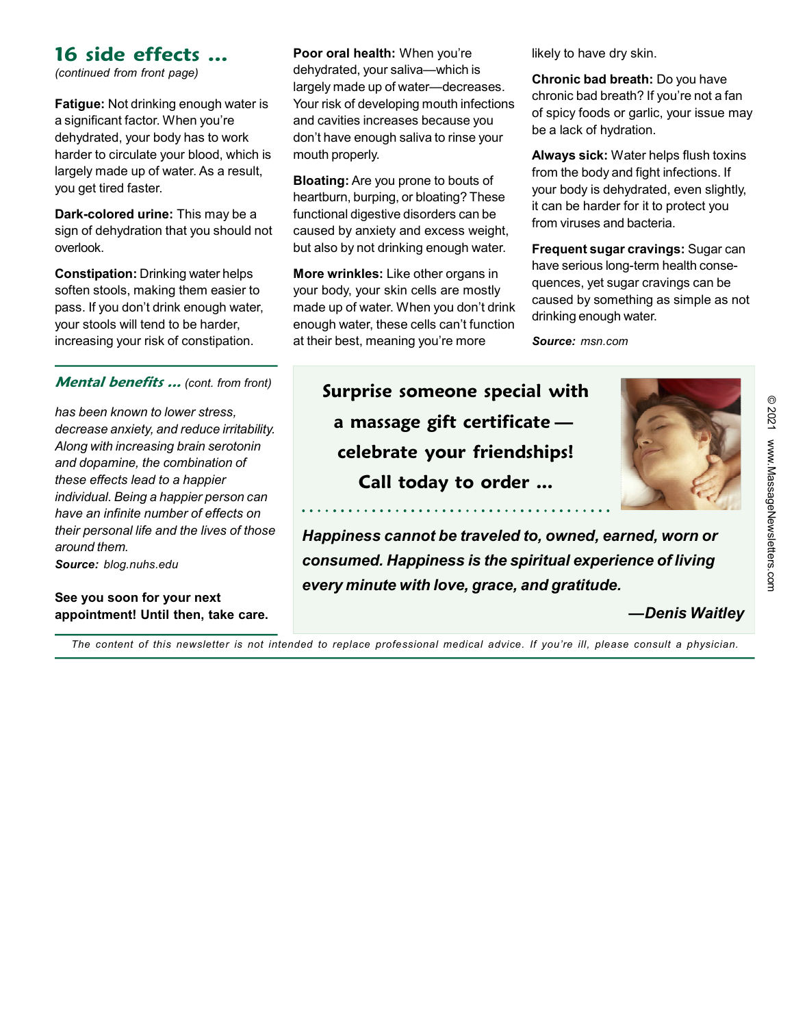## 16 side effects ...

*(continued from front page)*

**Fatigue:** Not drinking enough water is a significant factor. When you're dehydrated, your body has to work harder to circulate your blood, which is largely made up of water. As a result, you get tired faster.

**Dark-colored urine:** This may be a sign of dehydration that you should not overlook.

**Constipation:** Drinking water helps soften stools, making them easier to pass. If you don't drink enough water, your stools will tend to be harder, increasing your risk of constipation.

**Poor oral health:** When you're dehydrated, your saliva—which is largely made up of water—decreases. Your risk of developing mouth infections and cavities increases because you don't have enough saliva to rinse your mouth properly.

**Bloating:** Are you prone to bouts of heartburn, burping, or bloating? These functional digestive disorders can be caused by anxiety and excess weight, but also by not drinking enough water.

**More wrinkles:** Like other organs in your body, your skin cells are mostly made up of water. When you don't drink enough water, these cells can't function at their best, meaning you're more likely to have dry skin.

**Chronic bad breath:** Do you have chronic bad breath? If you're not a fan of spicy foods or garlic, your issue may be a lack of hydration.

**Always sick:** Water helps flush toxins from the body and fight infections. If your body is dehydrated, even slightly, it can be harder for it to protect you from viruses and bacteria.

**Frequent sugar cravings:** Sugar can have serious long-term health consequences, yet sugar cravings can be caused by something as simple as not drinking enough water.

***Source:*** *msn.com*

## Mental benefits ... *(cont. from front)*

*has been known to lower stress, decrease anxiety, and reduce irritability. Along with increasing brain serotonin and dopamine, the combination of these effects lead to a happier individual. Being a happier person can have an infinite number of effects on their personal life and the lives of those around them.*

***Source:*** *blog.nuhs.edu*

**See you soon for your next appointment! Until then, take care.**

**Surprise someone special with a massage gift certificate — celebrate your friendships! Call today to order ...**

***Happiness cannot be traveled to, owned, earned, worn or consumed. Happiness is the spiritual experience of living every minute with love, grace, and gratitude.***

***—Denis Waitley***

*The content of this newsletter is not intended to replace professional medical advice. If you're ill, please consult a physician.*

© 2021 www.MassageNewsletters.com